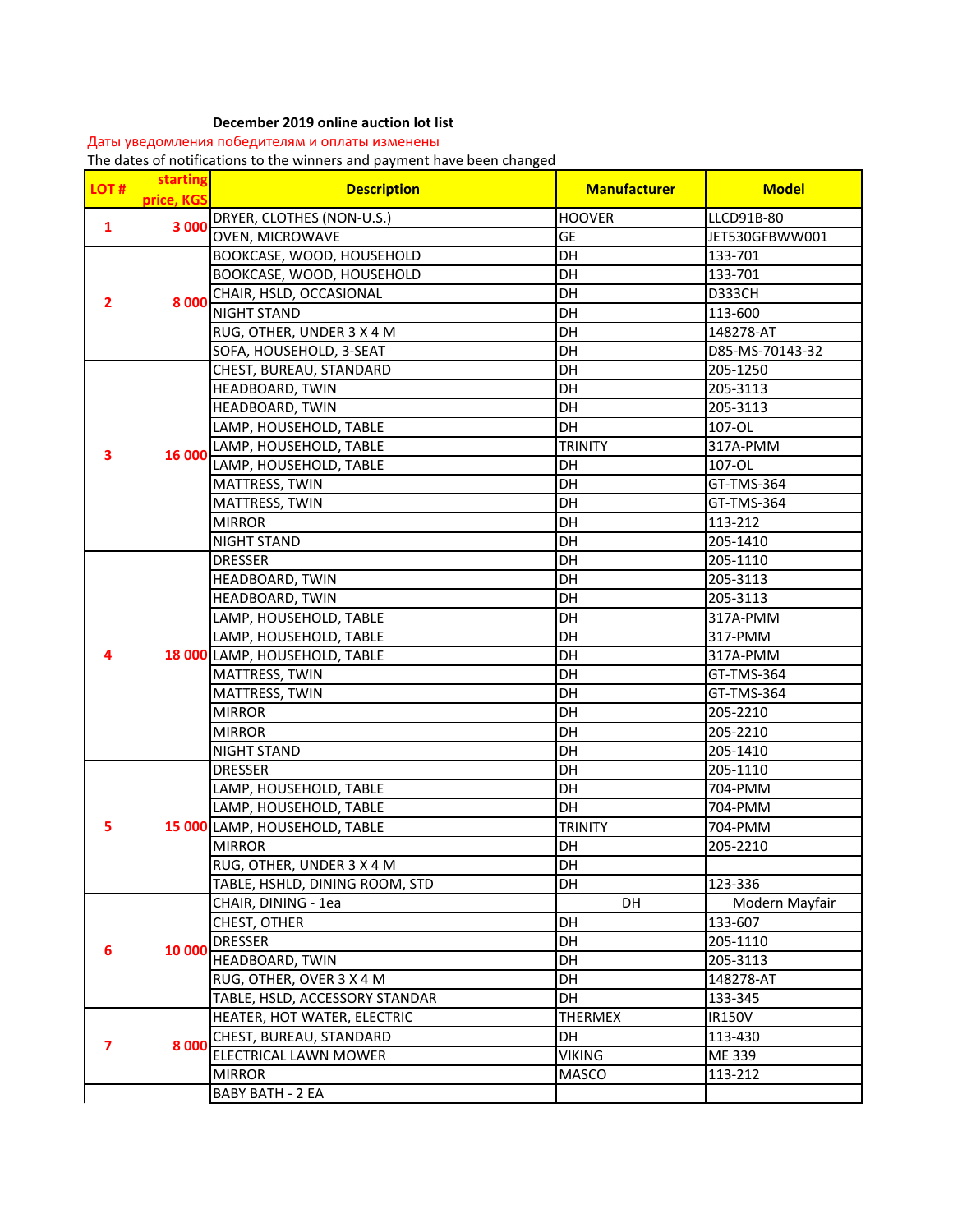**December 2019 online auction lot list**

Даты уведомления победителям и оплаты изменены

The dates of notifications to the winners and payment have been changed

| LOT # | starting price, KGS | Description | Manufacturer | Model |
|---|---|---|---|---|
| 1 | 3 000 | DRYER, CLOTHES (NON-U.S.) | HOOVER | LLCD91B-80 |
| | | OVEN, MICROWAVE | GE | JET530GFBWW001 |
| 2 | 8 000 | BOOKCASE, WOOD, HOUSEHOLD | DH | 133-701 |
| | | BOOKCASE, WOOD, HOUSEHOLD | DH | 133-701 |
| | | CHAIR, HSLD, OCCASIONAL | DH | D333CH |
| | | NIGHT STAND | DH | 113-600 |
| | | RUG, OTHER, UNDER 3 X 4 M | DH | 148278-AT |
| | | SOFA, HOUSEHOLD, 3-SEAT | DH | D85-MS-70143-32 |
| 3 | 16 000 | CHEST, BUREAU, STANDARD | DH | 205-1250 |
| | | HEADBOARD, TWIN | DH | 205-3113 |
| | | HEADBOARD, TWIN | DH | 205-3113 |
| | | LAMP, HOUSEHOLD, TABLE | DH | 107-OL |
| | | LAMP, HOUSEHOLD, TABLE | TRINITY | 317A-PMM |
| | | LAMP, HOUSEHOLD, TABLE | DH | 107-OL |
| | | MATTRESS, TWIN | DH | GT-TMS-364 |
| | | MATTRESS, TWIN | DH | GT-TMS-364 |
| | | MIRROR | DH | 113-212 |
| | | NIGHT STAND | DH | 205-1410 |
| 4 | 18 000 | DRESSER | DH | 205-1110 |
| | | HEADBOARD, TWIN | DH | 205-3113 |
| | | HEADBOARD, TWIN | DH | 205-3113 |
| | | LAMP, HOUSEHOLD, TABLE | DH | 317A-PMM |
| | | LAMP, HOUSEHOLD, TABLE | DH | 317-PMM |
| | | LAMP, HOUSEHOLD, TABLE | DH | 317A-PMM |
| | | MATTRESS, TWIN | DH | GT-TMS-364 |
| | | MATTRESS, TWIN | DH | GT-TMS-364 |
| | | MIRROR | DH | 205-2210 |
| | | MIRROR | DH | 205-2210 |
| | | NIGHT STAND | DH | 205-1410 |
| 5 | 15 000 | DRESSER | DH | 205-1110 |
| | | LAMP, HOUSEHOLD, TABLE | DH | 704-PMM |
| | | LAMP, HOUSEHOLD, TABLE | DH | 704-PMM |
| | | LAMP, HOUSEHOLD, TABLE | TRINITY | 704-PMM |
| | | MIRROR | DH | 205-2210 |
| | | RUG, OTHER, UNDER 3 X 4 M | DH | |
| | | TABLE, HSHLD, DINING ROOM, STD | DH | 123-336 |
| 6 | 10 000 | CHAIR, DINING - 1ea | DH | Modern Mayfair |
| | | CHEST, OTHER | DH | 133-607 |
| | | DRESSER | DH | 205-1110 |
| | | HEADBOARD, TWIN | DH | 205-3113 |
| | | RUG, OTHER, OVER 3 X 4 M | DH | 148278-AT |
| | | TABLE, HSLD, ACCESSORY STANDAR | DH | 133-345 |
| 7 | 8 000 | HEATER, HOT WATER, ELECTRIC | THERMEX | IR150V |
| | | CHEST, BUREAU, STANDARD | DH | 113-430 |
| | | ELECTRICAL LAWN MOWER | VIKING | ME 339 |
| | | MIRROR | MASCO | 113-212 |
| | | BABY BATH - 2 EA | | |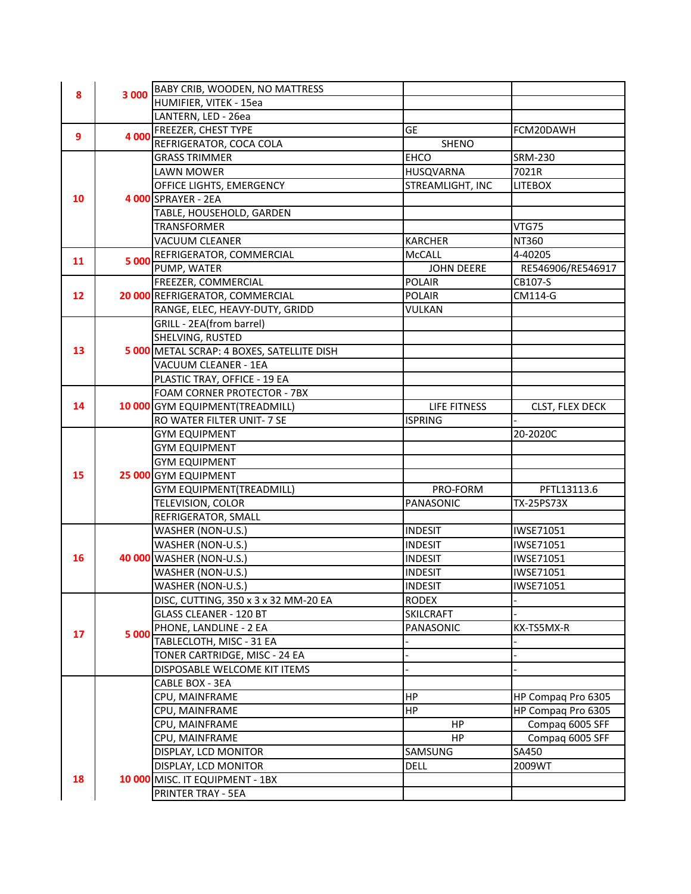| | | | | |
|---|---|---|---|---|
| 8 | 3 000 | BABY CRIB, WOODEN, NO MATTRESS | | |
| | | HUMIFIER, VITEK - 15ea | | |
| | | LANTERN, LED - 26ea | | |
| 9 | 4 000 | FREEZER, CHEST TYPE | GE | FCM20DAWH |
| | | REFRIGERATOR, COCA COLA | SHENO | |
| 10 | 4 000 | GRASS TRIMMER | EHCO | SRM-230 |
| | | LAWN MOWER | HUSQVARNA | 7021R |
| | | OFFICE LIGHTS, EMERGENCY | STREAMLIGHT, INC | LITEBOX |
| | | SPRAYER - 2EA | | |
| | | TABLE, HOUSEHOLD, GARDEN | | |
| | | TRANSFORMER | | VTG75 |
| | | VACUUM CLEANER | KARCHER | NT360 |
| 11 | 5 000 | REFRIGERATOR, COMMERCIAL | McCALL | 4-40205 |
| | | PUMP, WATER | JOHN DEERE | RE546906/RE546917 |
| 12 | 20 000 | FREEZER, COMMERCIAL | POLAIR | CB107-S |
| | | REFRIGERATOR, COMMERCIAL | POLAIR | CM114-G |
| | | RANGE, ELEC, HEAVY-DUTY, GRIDD | VULKAN | |
| 13 | 5 000 | GRILL - 2EA(from barrel) | | |
| | | SHELVING, RUSTED | | |
| | | METAL SCRAP: 4 BOXES, SATELLITE DISH | | |
| | | VACUUM CLEANER - 1EA | | |
| | | PLASTIC TRAY, OFFICE - 19 EA | | |
| 14 | 10 000 | FOAM CORNER PROTECTOR - 7BX | | |
| | | GYM EQUIPMENT(TREADMILL) | LIFE FITNESS | CLST, FLEX DECK |
| | | RO WATER FILTER UNIT- 7 SE | ISPRING | - |
| 15 | 25 000 | GYM EQUIPMENT | | 20-2020C |
| | | GYM EQUIPMENT | | |
| | | GYM EQUIPMENT | | |
| | | GYM EQUIPMENT | | |
| | | GYM EQUIPMENT(TREADMILL) | PRO-FORM | PFTL13113.6 |
| | | TELEVISION, COLOR | PANASONIC | TX-25PS73X |
| | | REFRIGERATOR, SMALL | | |
| 16 | 40 000 | WASHER (NON-U.S.) | INDESIT | IWSE71051 |
| | | WASHER (NON-U.S.) | INDESIT | IWSE71051 |
| | | WASHER (NON-U.S.) | INDESIT | IWSE71051 |
| | | WASHER (NON-U.S.) | INDESIT | IWSE71051 |
| | | WASHER (NON-U.S.) | INDESIT | IWSE71051 |
| 17 | 5 000 | DISC, CUTTING, 350 x 3 x 32 MM-20 EA | RODEX | - |
| | | GLASS CLEANER - 120 BT | SKILCRAFT | - |
| | | PHONE, LANDLINE - 2 EA | PANASONIC | KX-TS5MX-R |
| | | TABLECLOTH, MISC - 31 EA | - | - |
| | | TONER CARTRIDGE, MISC - 24 EA | - | - |
| | | DISPOSABLE WELCOME KIT ITEMS | - | - |
| 18 | 10 000 | CABLE BOX - 3EA | | |
| | | CPU, MAINFRAME | HP | HP Compaq Pro 6305 |
| | | CPU, MAINFRAME | HP | HP Compaq Pro 6305 |
| | | CPU, MAINFRAME | HP | Compaq 6005 SFF |
| | | CPU, MAINFRAME | HP | Compaq 6005 SFF |
| | | DISPLAY, LCD MONITOR | SAMSUNG | SA450 |
| | | DISPLAY, LCD MONITOR | DELL | 2009WT |
| | | MISC. IT EQUIPMENT - 1BX | | |
| | | PRINTER TRAY - 5EA | | |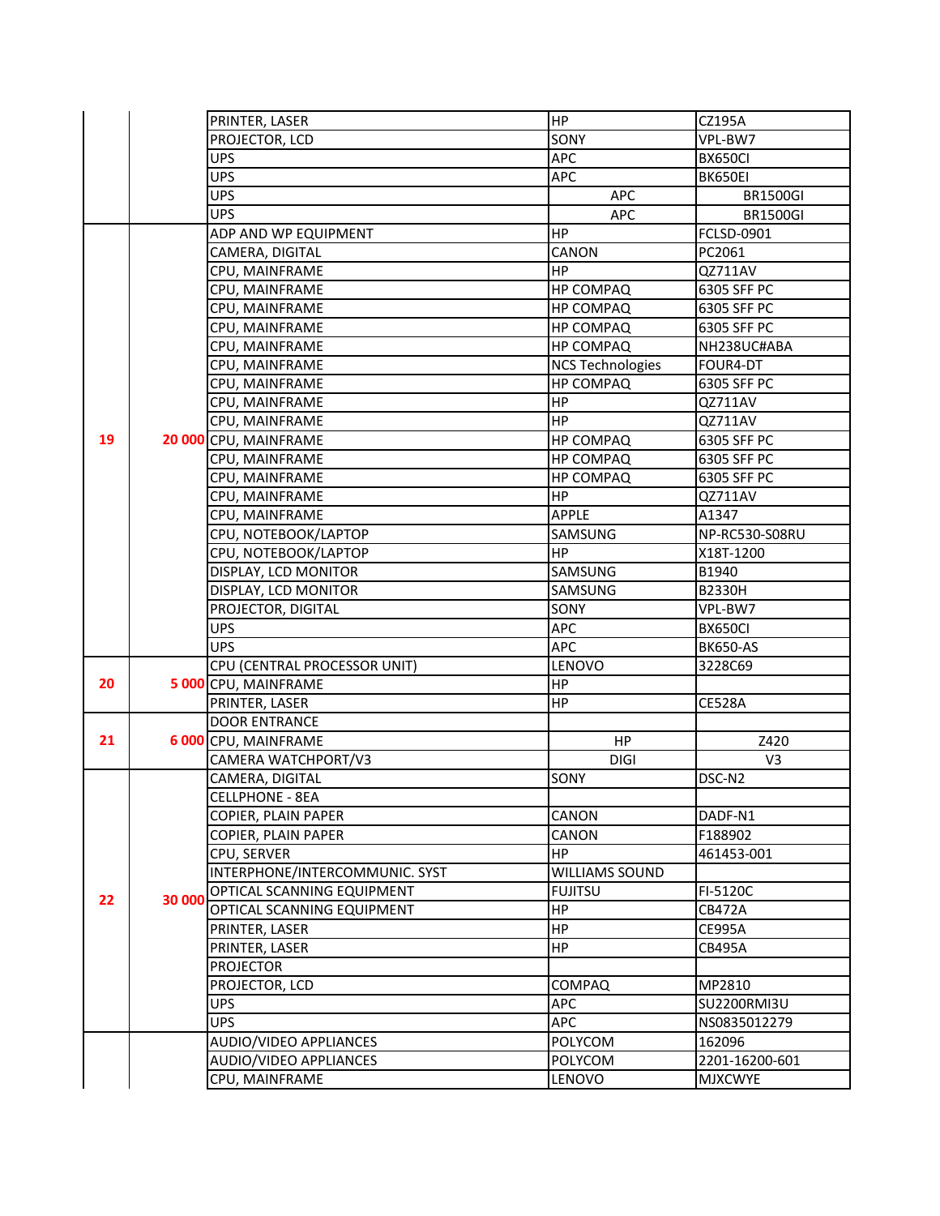| | | | | |
|---|---|---|---|---|
| | | PRINTER, LASER | HP | CZ195A |
| | | PROJECTOR, LCD | SONY | VPL-BW7 |
| | | UPS | APC | BX650CI |
| | | UPS | APC | BK650EI |
| | | UPS | APC | BR1500GI |
| | | UPS | APC | BR1500GI |
| 19 | 20 000 | ADP AND WP EQUIPMENT | HP | FCLSD-0901 |
| | | CAMERA, DIGITAL | CANON | PC2061 |
| | | CPU, MAINFRAME | HP | QZ711AV |
| | | CPU, MAINFRAME | HP COMPAQ | 6305 SFF PC |
| | | CPU, MAINFRAME | HP COMPAQ | 6305 SFF PC |
| | | CPU, MAINFRAME | HP COMPAQ | 6305 SFF PC |
| | | CPU, MAINFRAME | HP COMPAQ | NH238UC#ABA |
| | | CPU, MAINFRAME | NCS Technologies | FOUR4-DT |
| | | CPU, MAINFRAME | HP COMPAQ | 6305 SFF PC |
| | | CPU, MAINFRAME | HP | QZ711AV |
| | | CPU, MAINFRAME | HP | QZ711AV |
| | | CPU, MAINFRAME | HP COMPAQ | 6305 SFF PC |
| | | CPU, MAINFRAME | HP COMPAQ | 6305 SFF PC |
| | | CPU, MAINFRAME | HP COMPAQ | 6305 SFF PC |
| | | CPU, MAINFRAME | HP | QZ711AV |
| | | CPU, MAINFRAME | APPLE | A1347 |
| | | CPU, NOTEBOOK/LAPTOP | SAMSUNG | NP-RC530-S08RU |
| | | CPU, NOTEBOOK/LAPTOP | HP | X18T-1200 |
| | | DISPLAY, LCD MONITOR | SAMSUNG | B1940 |
| | | DISPLAY, LCD MONITOR | SAMSUNG | B2330H |
| | | PROJECTOR, DIGITAL | SONY | VPL-BW7 |
| | | UPS | APC | BX650CI |
| | | UPS | APC | BK650-AS |
| 20 | 5 000 | CPU (CENTRAL PROCESSOR UNIT) | LENOVO | 3228C69 |
| | | CPU, MAINFRAME | HP | |
| | | PRINTER, LASER | HP | CE528A |
| 21 | 6 000 | DOOR ENTRANCE | | |
| | | CPU, MAINFRAME | HP | Z420 |
| | | CAMERA WATCHPORT/V3 | DIGI | V3 |
| 22 | 30 000 | CAMERA, DIGITAL | SONY | DSC-N2 |
| | | CELLPHONE - 8EA | | |
| | | COPIER, PLAIN PAPER | CANON | DADF-N1 |
| | | COPIER, PLAIN PAPER | CANON | F188902 |
| | | CPU, SERVER | HP | 461453-001 |
| | | INTERPHONE/INTERCOMMUNIC. SYST | WILLIAMS SOUND | |
| | | OPTICAL SCANNING EQUIPMENT | FUJITSU | FI-5120C |
| | | OPTICAL SCANNING EQUIPMENT | HP | CB472A |
| | | PRINTER, LASER | HP | CE995A |
| | | PRINTER, LASER | HP | CB495A |
| | | PROJECTOR | | |
| | | PROJECTOR, LCD | COMPAQ | MP2810 |
| | | UPS | APC | SU2200RMI3U |
| | | UPS | APC | NS0835012279 |
| | | AUDIO/VIDEO APPLIANCES | POLYCOM | 162096 |
| | | AUDIO/VIDEO APPLIANCES | POLYCOM | 2201-16200-601 |
| | | CPU, MAINFRAME | LENOVO | MJXCWYE |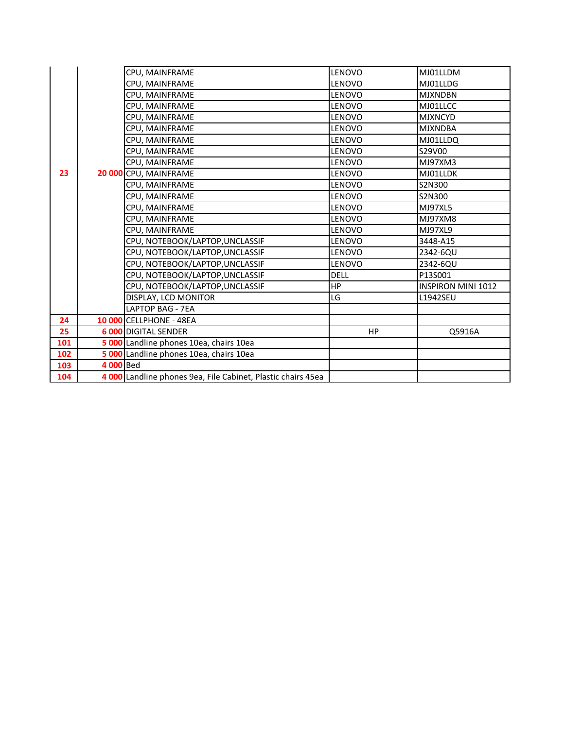| | | | | |
|---|---|---|---|---|
| 23 | 20 000 | CPU, MAINFRAME | LENOVO | MJ01LLDM |
| | | CPU, MAINFRAME | LENOVO | MJ01LLDG |
| | | CPU, MAINFRAME | LENOVO | MJXNDBN |
| | | CPU, MAINFRAME | LENOVO | MJ01LLCC |
| | | CPU, MAINFRAME | LENOVO | MJXNCYD |
| | | CPU, MAINFRAME | LENOVO | MJXNDBA |
| | | CPU, MAINFRAME | LENOVO | MJ01LLDQ |
| | | CPU, MAINFRAME | LENOVO | S29V00 |
| | | CPU, MAINFRAME | LENOVO | MJ97XM3 |
| | | CPU, MAINFRAME | LENOVO | MJ01LLDK |
| | | CPU, MAINFRAME | LENOVO | S2N300 |
| | | CPU, MAINFRAME | LENOVO | S2N300 |
| | | CPU, MAINFRAME | LENOVO | MJ97XL5 |
| | | CPU, MAINFRAME | LENOVO | MJ97XM8 |
| | | CPU, MAINFRAME | LENOVO | MJ97XL9 |
| | | CPU, NOTEBOOK/LAPTOP,UNCLASSIF | LENOVO | 3448-A15 |
| | | CPU, NOTEBOOK/LAPTOP,UNCLASSIF | LENOVO | 2342-6QU |
| | | CPU, NOTEBOOK/LAPTOP,UNCLASSIF | LENOVO | 2342-6QU |
| | | CPU, NOTEBOOK/LAPTOP,UNCLASSIF | DELL | P13S001 |
| | | CPU, NOTEBOOK/LAPTOP,UNCLASSIF | HP | INSPIRON MINI 1012 |
| | | DISPLAY, LCD MONITOR | LG | L1942SEU |
| | | LAPTOP BAG - 7EA | | |
| 24 | 10 000 | CELLPHONE - 48EA | | |
| 25 | 6 000 | DIGITAL SENDER | HP | Q5916A |
| 101 | 5 000 | Landline phones 10ea, chairs 10ea | | |
| 102 | 5 000 | Landline phones 10ea, chairs 10ea | | |
| 103 | 4 000 | Bed | | |
| 104 | 4 000 | Landline phones 9ea, File Cabinet, Plastic chairs 45ea | | |